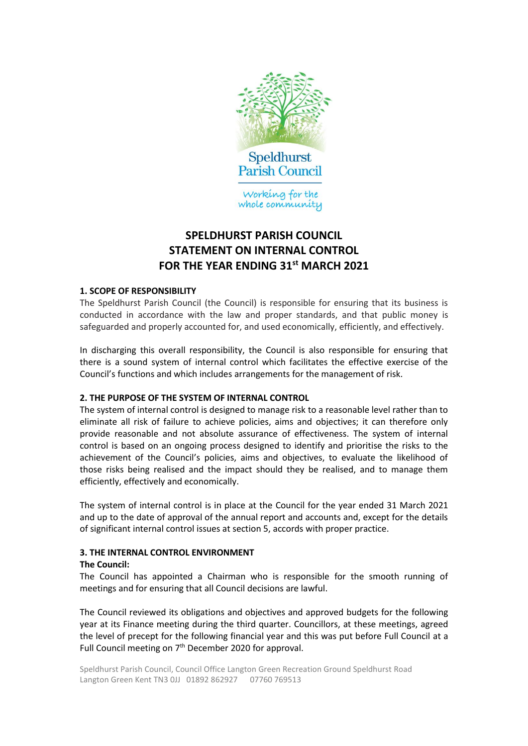Speldhurst Parish Council

Working for the whole community

# SPELDHURST PARISH COUNCIL STATEMENT ON INTERNAL CONTROL FOR THE YEAR ENDING 31st MARCH 2021

## 1. SCOPE OF RESPONSIBILITY

The Speldhurst Parish Council (the Council) is responsible for ensuring that its business is conducted in accordance with the law and proper standards, and that public money is safeguarded and properly accounted for, and used economically, efficiently, and effectively.

In discharging this overall responsibility, the Council is also responsible for ensuring that there is a sound system of internal control which facilitates the effective exercise of the Council's functions and which includes arrangements for the management of risk.

## 2. THE PURPOSE OF THE SYSTEM OF INTERNAL CONTROL

The system of internal control is designed to manage risk to a reasonable level rather than to eliminate all risk of failure to achieve policies, aims and objectives; it can therefore only provide reasonable and not absolute assurance of effectiveness. The system of internal control is based on an ongoing process designed to identify and prioritise the risks to the achievement of the Council's policies, aims and objectives, to evaluate the likelihood of those risks being realised and the impact should they be realised, and to manage them efficiently, effectively and economically.

The system of internal control is in place at the Council for the year ended 31 March 2021 and up to the date of approval of the annual report and accounts and, except for the details of significant internal control issues at section 5, accords with proper practice.

## 3. THE INTERNAL CONTROL ENVIRONMENT

**The Council:**

The Council has appointed a Chairman who is responsible for the smooth running of meetings and for ensuring that all Council decisions are lawful.

The Council reviewed its obligations and objectives and approved budgets for the following year at its Finance meeting during the third quarter. Councillors, at these meetings, agreed the level of precept for the following financial year and this was put before Full Council at a Full Council meeting on 7th December 2020 for approval.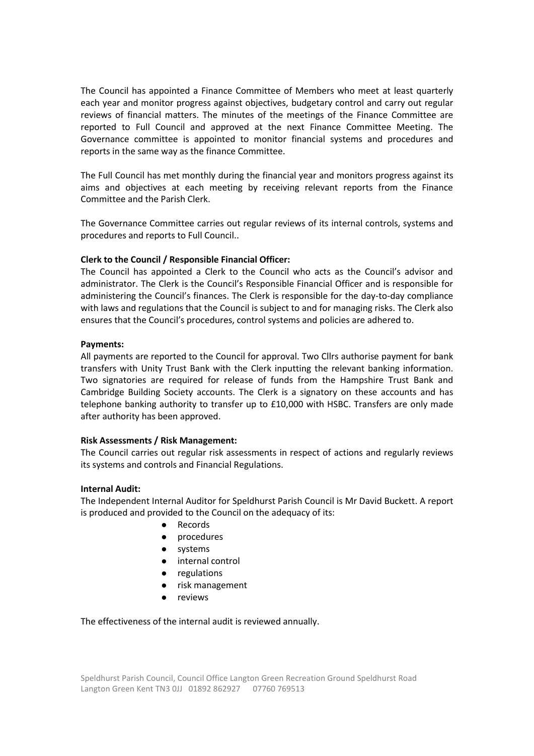The Council has appointed a Finance Committee of Members who meet at least quarterly each year and monitor progress against objectives, budgetary control and carry out regular reviews of financial matters. The minutes of the meetings of the Finance Committee are reported to Full Council and approved at the next Finance Committee Meeting. The Governance committee is appointed to monitor financial systems and procedures and reports in the same way as the finance Committee.

The Full Council has met monthly during the financial year and monitors progress against its aims and objectives at each meeting by receiving relevant reports from the Finance Committee and the Parish Clerk.

The Governance Committee carries out regular reviews of its internal controls, systems and procedures and reports to Full Council..

**Clerk to the Council / Responsible Financial Officer:**
The Council has appointed a Clerk to the Council who acts as the Council's advisor and administrator. The Clerk is the Council's Responsible Financial Officer and is responsible for administering the Council's finances. The Clerk is responsible for the day-to-day compliance with laws and regulations that the Council is subject to and for managing risks. The Clerk also ensures that the Council's procedures, control systems and policies are adhered to.

**Payments:**
All payments are reported to the Council for approval. Two Cllrs authorise payment for bank transfers with Unity Trust Bank with the Clerk inputting the relevant banking information. Two signatories are required for release of funds from the Hampshire Trust Bank and Cambridge Building Society accounts. The Clerk is a signatory on these accounts and has telephone banking authority to transfer up to £10,000 with HSBC. Transfers are only made after authority has been approved.

**Risk Assessments / Risk Management:**
The Council carries out regular risk assessments in respect of actions and regularly reviews its systems and controls and Financial Regulations.

**Internal Audit:**
The Independent Internal Auditor for Speldhurst Parish Council is Mr David Buckett. A report is produced and provided to the Council on the adequacy of its:

- Records
- procedures
- systems
- internal control
- regulations
- risk management
- reviews

The effectiveness of the internal audit is reviewed annually.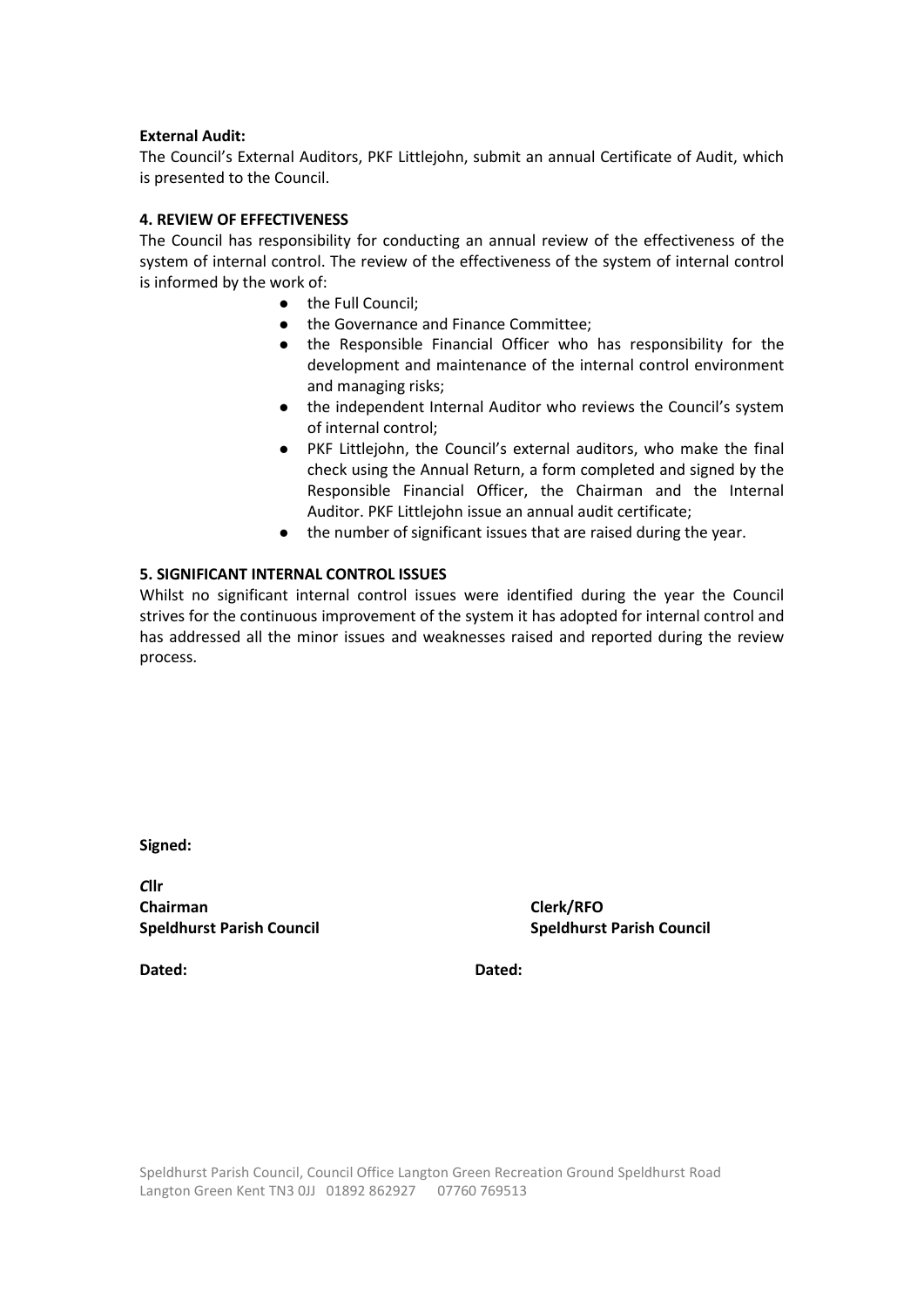**External Audit:**
The Council's External Auditors, PKF Littlejohn, submit an annual Certificate of Audit, which is presented to the Council.

**4. REVIEW OF EFFECTIVENESS**
The Council has responsibility for conducting an annual review of the effectiveness of the system of internal control. The review of the effectiveness of the system of internal control is informed by the work of:

- the Full Council;
- the Governance and Finance Committee;
- the Responsible Financial Officer who has responsibility for the development and maintenance of the internal control environment and managing risks;
- the independent Internal Auditor who reviews the Council's system of internal control;
- PKF Littlejohn, the Council's external auditors, who make the final check using the Annual Return, a form completed and signed by the Responsible Financial Officer, the Chairman and the Internal Auditor. PKF Littlejohn issue an annual audit certificate;
- the number of significant issues that are raised during the year.

**5. SIGNIFICANT INTERNAL CONTROL ISSUES**
Whilst no significant internal control issues were identified during the year the Council strives for the continuous improvement of the system it has adopted for internal control and has addressed all the minor issues and weaknesses raised and reported during the review process.

**Signed:**

***C*llr**
**Chairman**
**Speldhurst Parish Council**

**Dated:**

**Clerk/RFO**
**Speldhurst Parish Council**

**Dated:**